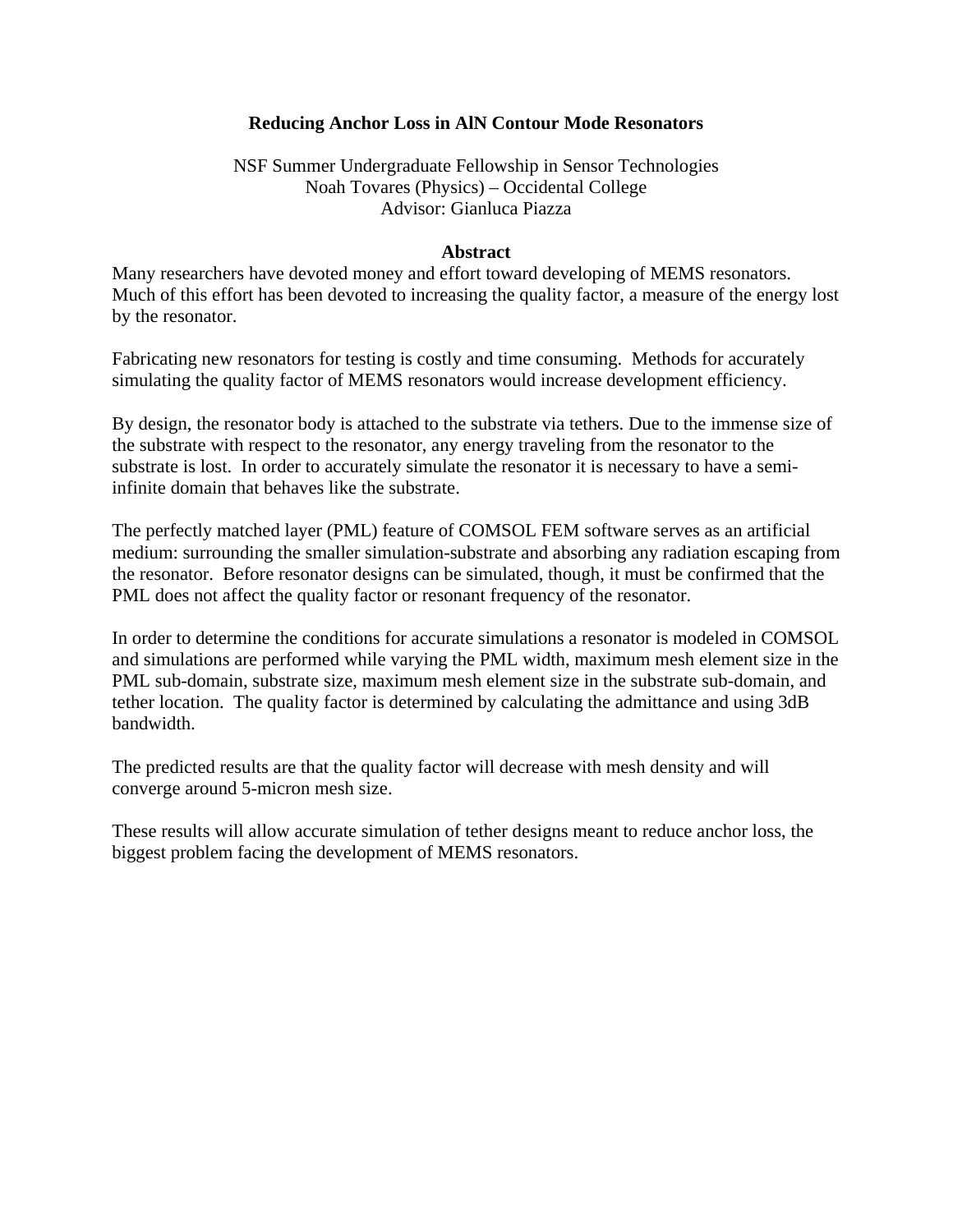# Reducing Anchor Loss in AlN Contour Mode Resonators

NSF Summer Undergraduate Fellowship in Sensor Technologies
Noah Tovares (Physics) – Occidental College
Advisor: Gianluca Piazza

## Abstract

Many researchers have devoted money and effort toward developing of MEMS resonators. Much of this effort has been devoted to increasing the quality factor, a measure of the energy lost by the resonator.

Fabricating new resonators for testing is costly and time consuming. Methods for accurately simulating the quality factor of MEMS resonators would increase development efficiency.

By design, the resonator body is attached to the substrate via tethers. Due to the immense size of the substrate with respect to the resonator, any energy traveling from the resonator to the substrate is lost. In order to accurately simulate the resonator it is necessary to have a semi-infinite domain that behaves like the substrate.

The perfectly matched layer (PML) feature of COMSOL FEM software serves as an artificial medium: surrounding the smaller simulation-substrate and absorbing any radiation escaping from the resonator. Before resonator designs can be simulated, though, it must be confirmed that the PML does not affect the quality factor or resonant frequency of the resonator.

In order to determine the conditions for accurate simulations a resonator is modeled in COMSOL and simulations are performed while varying the PML width, maximum mesh element size in the PML sub-domain, substrate size, maximum mesh element size in the substrate sub-domain, and tether location. The quality factor is determined by calculating the admittance and using 3dB bandwidth.

The predicted results are that the quality factor will decrease with mesh density and will converge around 5-micron mesh size.

These results will allow accurate simulation of tether designs meant to reduce anchor loss, the biggest problem facing the development of MEMS resonators.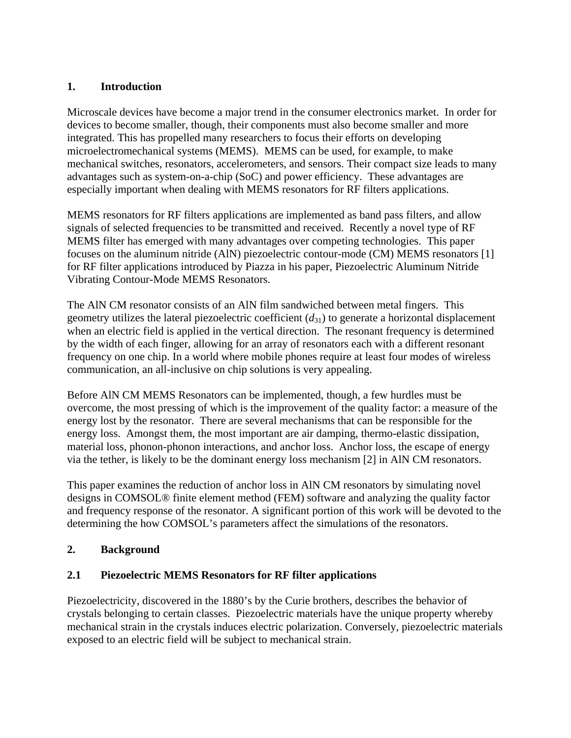## 1. Introduction

Microscale devices have become a major trend in the consumer electronics market. In order for devices to become smaller, though, their components must also become smaller and more integrated. This has propelled many researchers to focus their efforts on developing microelectromechanical systems (MEMS). MEMS can be used, for example, to make mechanical switches, resonators, accelerometers, and sensors. Their compact size leads to many advantages such as system-on-a-chip (SoC) and power efficiency. These advantages are especially important when dealing with MEMS resonators for RF filters applications.

MEMS resonators for RF filters applications are implemented as band pass filters, and allow signals of selected frequencies to be transmitted and received. Recently a novel type of RF MEMS filter has emerged with many advantages over competing technologies. This paper focuses on the aluminum nitride (AlN) piezoelectric contour-mode (CM) MEMS resonators [1] for RF filter applications introduced by Piazza in his paper, Piezoelectric Aluminum Nitride Vibrating Contour-Mode MEMS Resonators.

The AlN CM resonator consists of an AlN film sandwiched between metal fingers. This geometry utilizes the lateral piezoelectric coefficient ($d_{31}$) to generate a horizontal displacement when an electric field is applied in the vertical direction. The resonant frequency is determined by the width of each finger, allowing for an array of resonators each with a different resonant frequency on one chip. In a world where mobile phones require at least four modes of wireless communication, an all-inclusive on chip solutions is very appealing.

Before AlN CM MEMS Resonators can be implemented, though, a few hurdles must be overcome, the most pressing of which is the improvement of the quality factor: a measure of the energy lost by the resonator. There are several mechanisms that can be responsible for the energy loss. Amongst them, the most important are air damping, thermo-elastic dissipation, material loss, phonon-phonon interactions, and anchor loss. Anchor loss, the escape of energy via the tether, is likely to be the dominant energy loss mechanism [2] in AlN CM resonators.

This paper examines the reduction of anchor loss in AlN CM resonators by simulating novel designs in COMSOL® finite element method (FEM) software and analyzing the quality factor and frequency response of the resonator. A significant portion of this work will be devoted to the determining the how COMSOL's parameters affect the simulations of the resonators.

## 2. Background

### 2.1 Piezoelectric MEMS Resonators for RF filter applications

Piezoelectricity, discovered in the 1880's by the Curie brothers, describes the behavior of crystals belonging to certain classes. Piezoelectric materials have the unique property whereby mechanical strain in the crystals induces electric polarization. Conversely, piezoelectric materials exposed to an electric field will be subject to mechanical strain.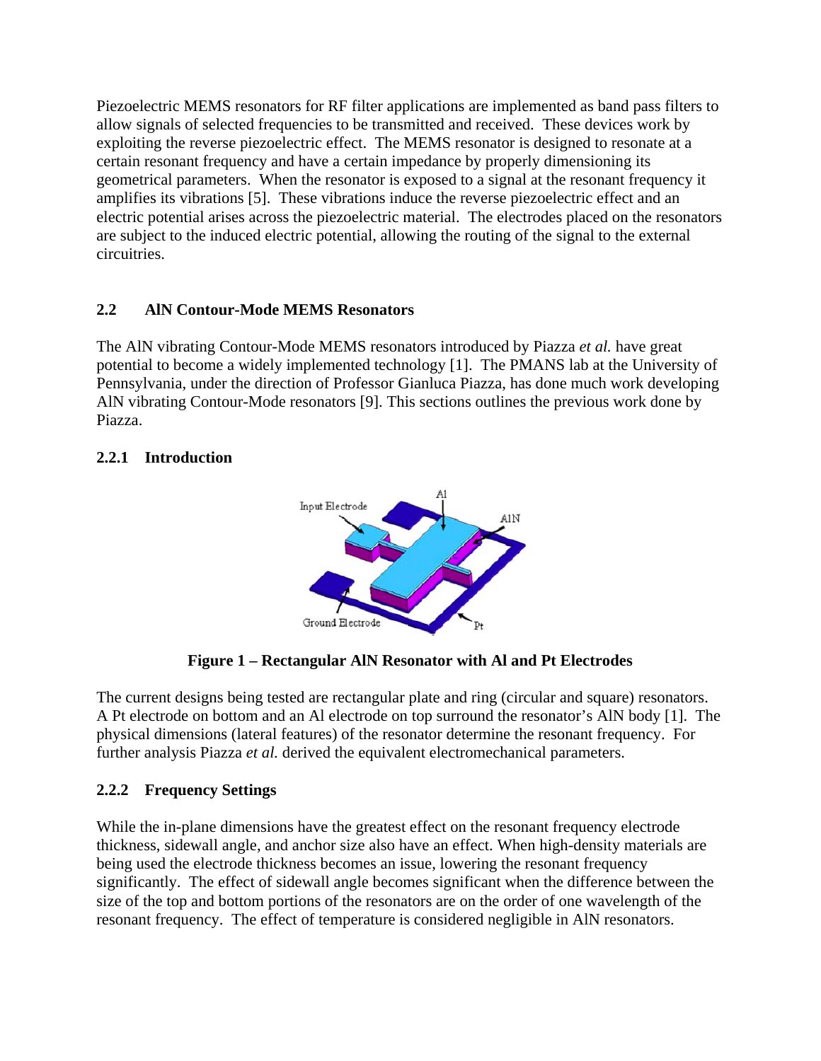Piezoelectric MEMS resonators for RF filter applications are implemented as band pass filters to allow signals of selected frequencies to be transmitted and received. These devices work by exploiting the reverse piezoelectric effect. The MEMS resonator is designed to resonate at a certain resonant frequency and have a certain impedance by properly dimensioning its geometrical parameters. When the resonator is exposed to a signal at the resonant frequency it amplifies its vibrations [5]. These vibrations induce the reverse piezoelectric effect and an electric potential arises across the piezoelectric material. The electrodes placed on the resonators are subject to the induced electric potential, allowing the routing of the signal to the external circuitries.

## 2.2 AlN Contour-Mode MEMS Resonators

The AlN vibrating Contour-Mode MEMS resonators introduced by Piazza *et al.* have great potential to become a widely implemented technology [1]. The PMANS lab at the University of Pennsylvania, under the direction of Professor Gianluca Piazza, has done much work developing AlN vibrating Contour-Mode resonators [9]. This sections outlines the previous work done by Piazza.

### 2.2.1 Introduction

**Figure 1 – Rectangular AlN Resonator with Al and Pt Electrodes**

The current designs being tested are rectangular plate and ring (circular and square) resonators. A Pt electrode on bottom and an Al electrode on top surround the resonator's AlN body [1]. The physical dimensions (lateral features) of the resonator determine the resonant frequency. For further analysis Piazza *et al.* derived the equivalent electromechanical parameters.

### 2.2.2 Frequency Settings

While the in-plane dimensions have the greatest effect on the resonant frequency electrode thickness, sidewall angle, and anchor size also have an effect. When high-density materials are being used the electrode thickness becomes an issue, lowering the resonant frequency significantly. The effect of sidewall angle becomes significant when the difference between the size of the top and bottom portions of the resonators are on the order of one wavelength of the resonant frequency. The effect of temperature is considered negligible in AlN resonators.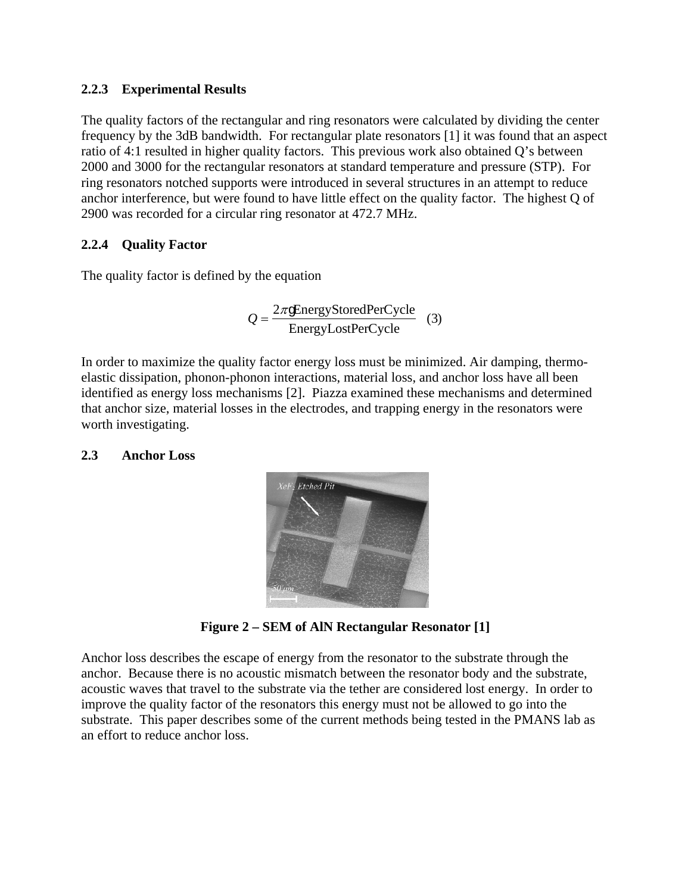### 2.2.3 Experimental Results

The quality factors of the rectangular and ring resonators were calculated by dividing the center frequency by the 3dB bandwidth. For rectangular plate resonators [1] it was found that an aspect ratio of 4:1 resulted in higher quality factors. This previous work also obtained Q's between 2000 and 3000 for the rectangular resonators at standard temperature and pressure (STP). For ring resonators notched supports were introduced in several structures in an attempt to reduce anchor interference, but were found to have little effect on the quality factor. The highest Q of 2900 was recorded for a circular ring resonator at 472.7 MHz.

### 2.2.4 Quality Factor

The quality factor is defined by the equation

$$Q = \frac{2\pi \cdot \text{EnergyStoredPerCycle}}{\text{EnergyLostPerCycle}} \quad (3)$$

In order to maximize the quality factor energy loss must be minimized. Air damping, thermo-elastic dissipation, phonon-phonon interactions, material loss, and anchor loss have all been identified as energy loss mechanisms [2]. Piazza examined these mechanisms and determined that anchor size, material losses in the electrodes, and trapping energy in the resonators were worth investigating.

## 2.3 Anchor Loss

XeF$_2$ Etched Pit

50 μm

**Figure 2 – SEM of AlN Rectangular Resonator [1]**

Anchor loss describes the escape of energy from the resonator to the substrate through the anchor. Because there is no acoustic mismatch between the resonator body and the substrate, acoustic waves that travel to the substrate via the tether are considered lost energy. In order to improve the quality factor of the resonators this energy must not be allowed to go into the substrate. This paper describes some of the current methods being tested in the PMANS lab as an effort to reduce anchor loss.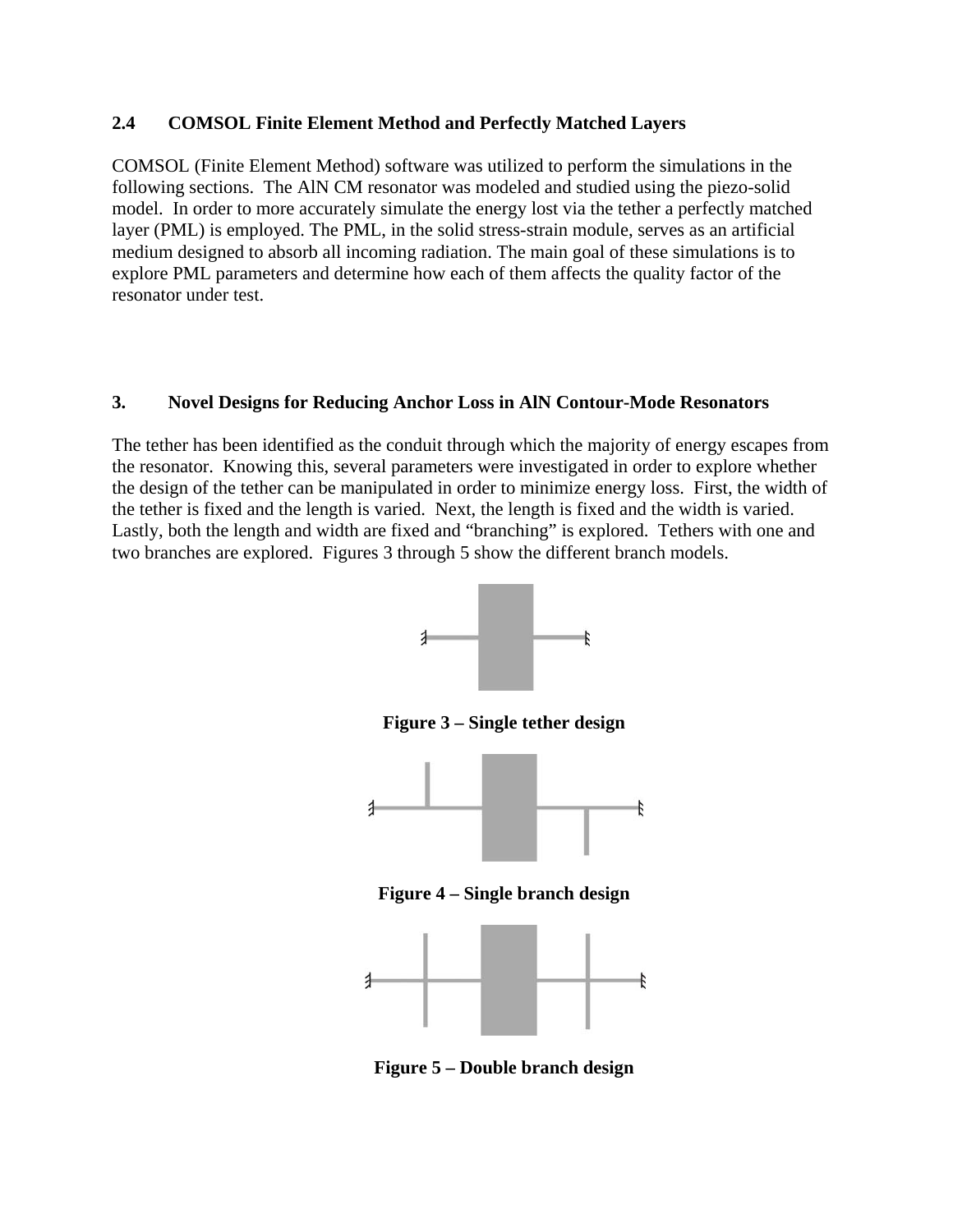### 2.4 COMSOL Finite Element Method and Perfectly Matched Layers

COMSOL (Finite Element Method) software was utilized to perform the simulations in the following sections. The AlN CM resonator was modeled and studied using the piezo-solid model. In order to more accurately simulate the energy lost via the tether a perfectly matched layer (PML) is employed. The PML, in the solid stress-strain module, serves as an artificial medium designed to absorb all incoming radiation. The main goal of these simulations is to explore PML parameters and determine how each of them affects the quality factor of the resonator under test.

## 3. Novel Designs for Reducing Anchor Loss in AlN Contour-Mode Resonators

The tether has been identified as the conduit through which the majority of energy escapes from the resonator. Knowing this, several parameters were investigated in order to explore whether the design of the tether can be manipulated in order to minimize energy loss. First, the width of the tether is fixed and the length is varied. Next, the length is fixed and the width is varied. Lastly, both the length and width are fixed and "branching" is explored. Tethers with one and two branches are explored. Figures 3 through 5 show the different branch models.

**Figure 3 – Single tether design**

**Figure 4 – Single branch design**

**Figure 5 – Double branch design**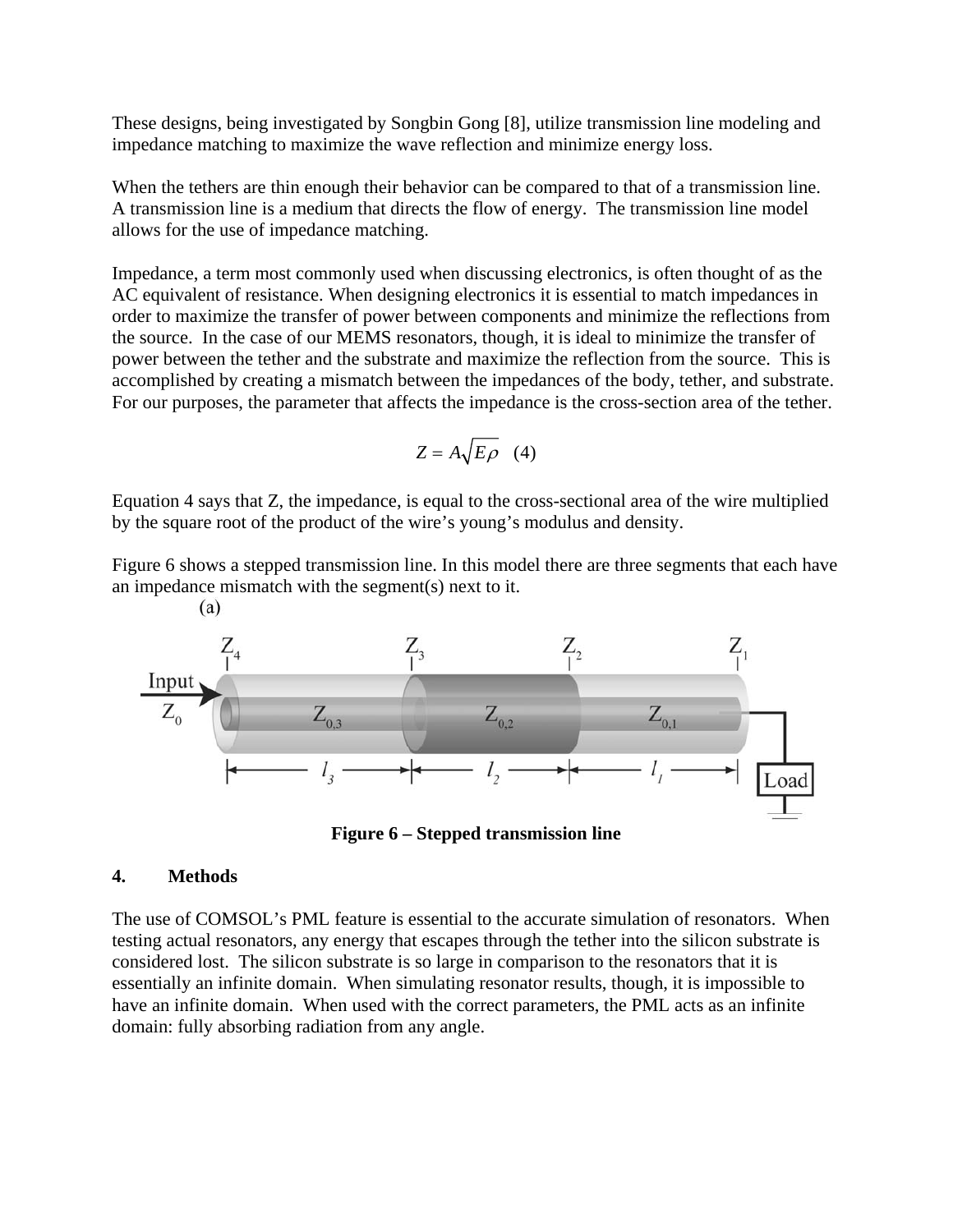These designs, being investigated by Songbin Gong [8], utilize transmission line modeling and impedance matching to maximize the wave reflection and minimize energy loss.

When the tethers are thin enough their behavior can be compared to that of a transmission line. A transmission line is a medium that directs the flow of energy. The transmission line model allows for the use of impedance matching.

Impedance, a term most commonly used when discussing electronics, is often thought of as the AC equivalent of resistance. When designing electronics it is essential to match impedances in order to maximize the transfer of power between components and minimize the reflections from the source. In the case of our MEMS resonators, though, it is ideal to minimize the transfer of power between the tether and the substrate and maximize the reflection from the source. This is accomplished by creating a mismatch between the impedances of the body, tether, and substrate. For our purposes, the parameter that affects the impedance is the cross-section area of the tether.

$$Z = A\sqrt{E\rho} \quad (4)$$

Equation 4 says that Z, the impedance, is equal to the cross-sectional area of the wire multiplied by the square root of the product of the wire's young's modulus and density.

Figure 6 shows a stepped transmission line. In this model there are three segments that each have an impedance mismatch with the segment(s) next to it.

(a)

$Z_4$ $Z_3$ $Z_2$ $Z_1$

Input $Z_0$

$Z_{0,3}$ $Z_{0,2}$ $Z_{0,1}$

$l_3$ $l_2$ $l_1$

Load

**Figure 6 – Stepped transmission line**

## 4. Methods

The use of COMSOL's PML feature is essential to the accurate simulation of resonators. When testing actual resonators, any energy that escapes through the tether into the silicon substrate is considered lost. The silicon substrate is so large in comparison to the resonators that it is essentially an infinite domain. When simulating resonator results, though, it is impossible to have an infinite domain. When used with the correct parameters, the PML acts as an infinite domain: fully absorbing radiation from any angle.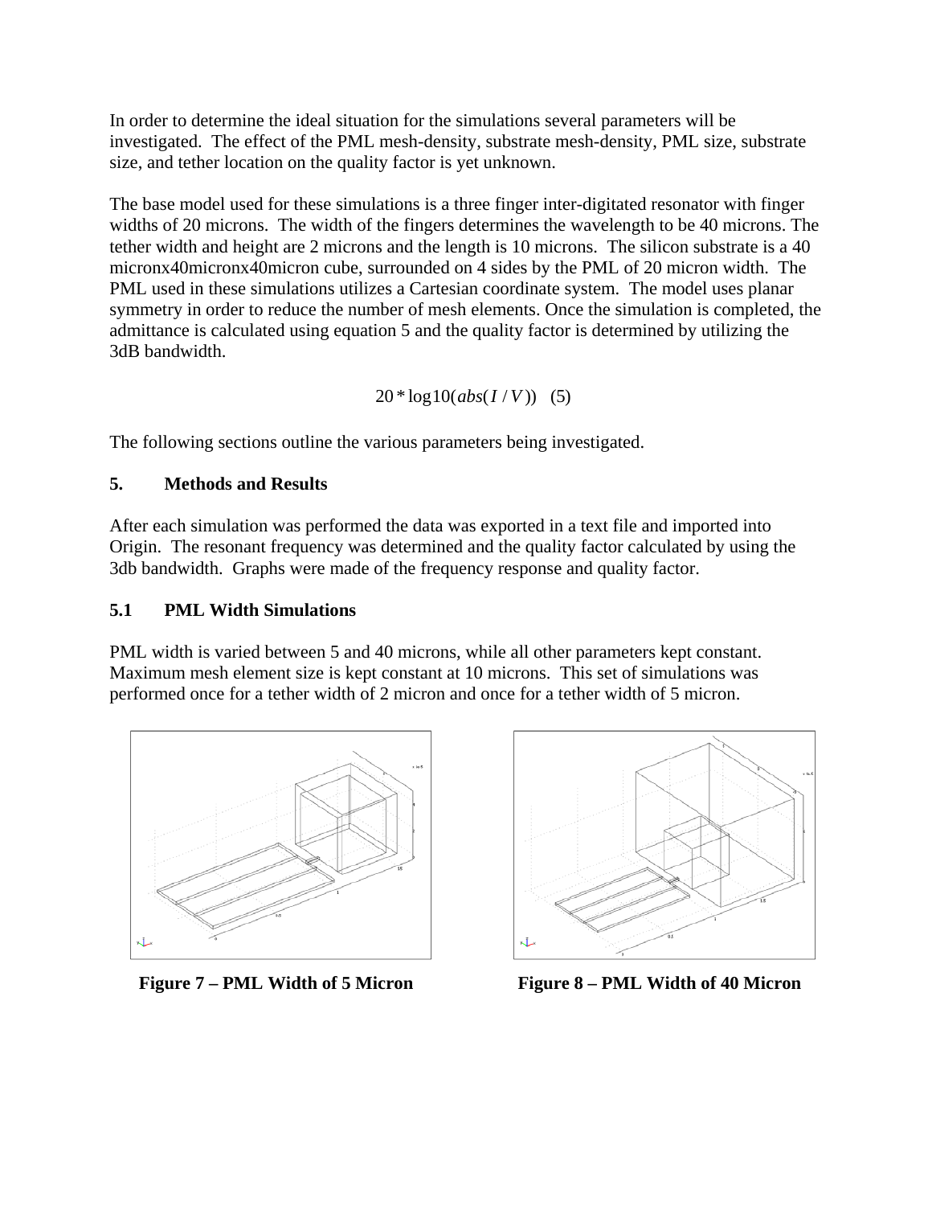In order to determine the ideal situation for the simulations several parameters will be investigated. The effect of the PML mesh-density, substrate mesh-density, PML size, substrate size, and tether location on the quality factor is yet unknown.

The base model used for these simulations is a three finger inter-digitated resonator with finger widths of 20 microns. The width of the fingers determines the wavelength to be 40 microns. The tether width and height are 2 microns and the length is 10 microns. The silicon substrate is a 40 micronx40micronx40micron cube, surrounded on 4 sides by the PML of 20 micron width. The PML used in these simulations utilizes a Cartesian coordinate system. The model uses planar symmetry in order to reduce the number of mesh elements. Once the simulation is completed, the admittance is calculated using equation 5 and the quality factor is determined by utilizing the 3dB bandwidth.

$$20 * \log 10(abs(I / V)) \quad (5)$$

The following sections outline the various parameters being investigated.

## 5. Methods and Results

After each simulation was performed the data was exported in a text file and imported into Origin. The resonant frequency was determined and the quality factor calculated by using the 3db bandwidth. Graphs were made of the frequency response and quality factor.

### 5.1 PML Width Simulations

PML width is varied between 5 and 40 microns, while all other parameters kept constant. Maximum mesh element size is kept constant at 10 microns. This set of simulations was performed once for a tether width of 2 micron and once for a tether width of 5 micron.

**Figure 7 – PML Width of 5 Micron**

**Figure 8 – PML Width of 40 Micron**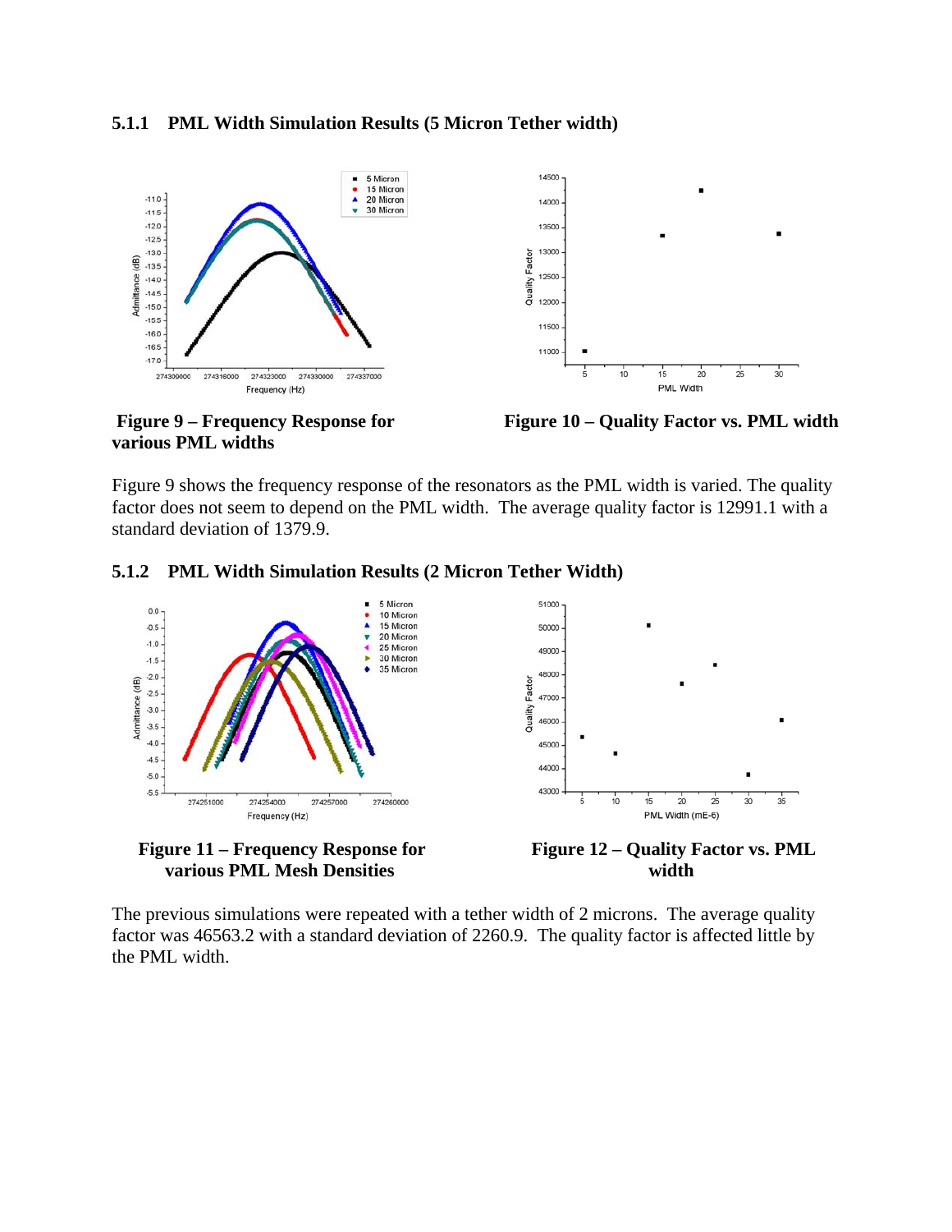### 5.1.1 PML Width Simulation Results (5 Micron Tether width)

5 Micron
15 Micron
20 Micron
30 Micron

Admittance (dB)

-11.0
-11.5
-12.0
-12.5
-13.0
-13.5
-14.0
-14.5
-15.0
-15.5
-16.0
-16.5
-17.0

274300000 274316000 274323000 274330000 274337000

Frequency (Hz)

**Figure 9 – Frequency Response for various PML widths**

Quality Factor

14500
14000
13500
13000
12500
12000
11500
11000

5 10 15 20 25 30

PML Width

**Figure 10 – Quality Factor vs. PML width**

Figure 9 shows the frequency response of the resonators as the PML width is varied. The quality factor does not seem to depend on the PML width. The average quality factor is 12991.1 with a standard deviation of 1379.9.

### 5.1.2 PML Width Simulation Results (2 Micron Tether Width)

5 Micron
10 Micron
15 Micron
20 Micron
25 Micron
30 Micron
35 Micron

Admittance (dB)

0.0
-0.5
-1.0
-1.5
-2.0
-2.5
-3.0
-3.5
-4.0
-4.5
-5.0
-5.5

274251000 274254000 274257000 274260000

Frequency (Hz)

**Figure 11 – Frequency Response for various PML Mesh Densities**

Quality Factor

51000
50000
49000
48000
47000
46000
45000
44000
43000

5 10 15 20 25 30 35

PML Width (mE-6)

**Figure 12 – Quality Factor vs. PML width**

The previous simulations were repeated with a tether width of 2 microns. The average quality factor was 46563.2 with a standard deviation of 2260.9. The quality factor is affected little by the PML width.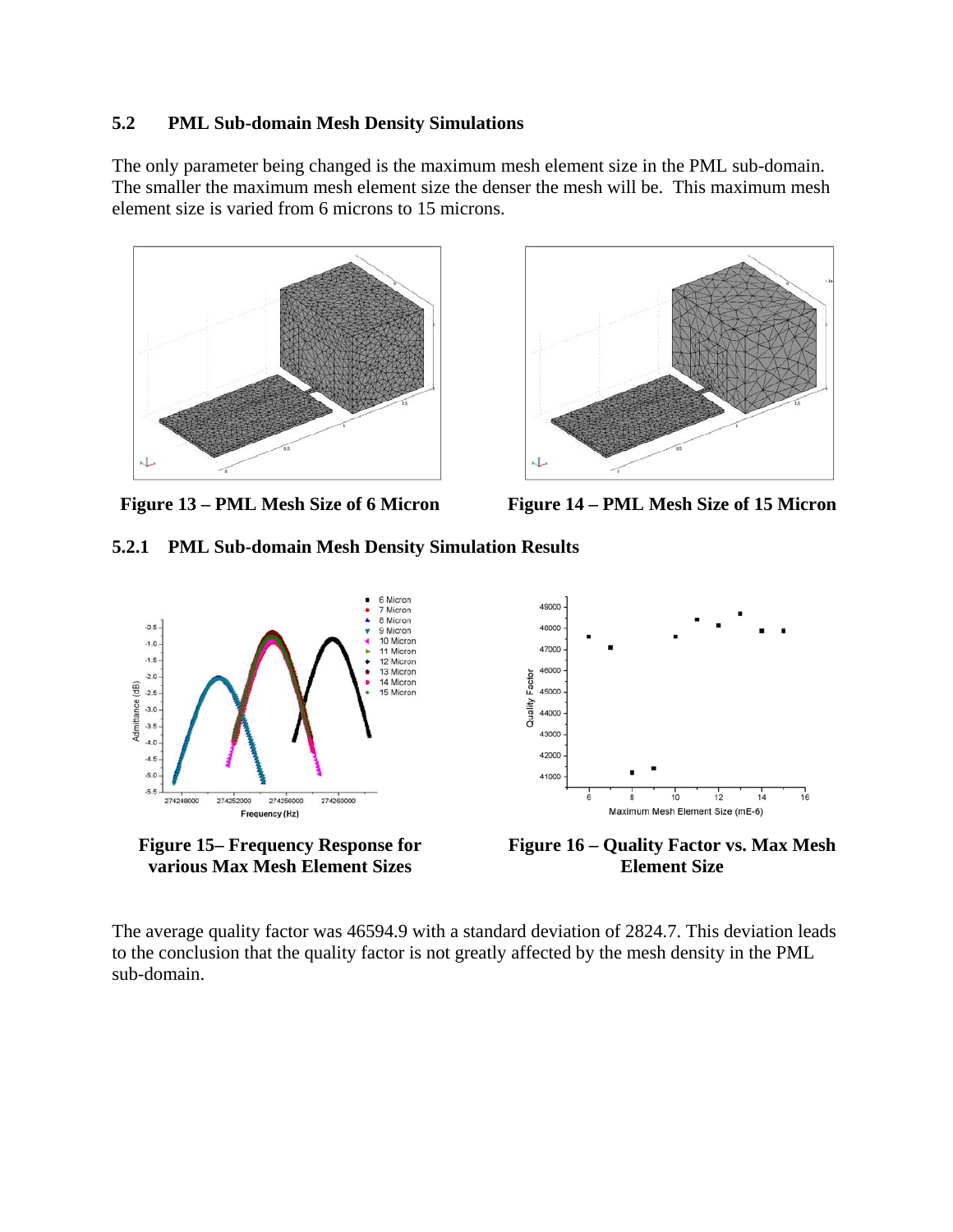## 5.2 PML Sub-domain Mesh Density Simulations

The only parameter being changed is the maximum mesh element size in the PML sub-domain. The smaller the maximum mesh element size the denser the mesh will be. This maximum mesh element size is varied from 6 microns to 15 microns.

**Figure 13 – PML Mesh Size of 6 Micron**

**Figure 14 – PML Mesh Size of 15 Micron**

### 5.2.1 PML Sub-domain Mesh Density Simulation Results

6 Micron
7 Micron
8 Micron
9 Micron
10 Micron
11 Micron
12 Micron
13 Micron
14 Micron
15 Micron

Admittance (dB)

-0.5
-1.0
-1.5
-2.0
-2.5
-3.0
-3.5
-4.0
-4.5
-5.0
-5.5

274248000
274252000
274256000
274260000

Frequency (Hz)

**Figure 15– Frequency Response for various Max Mesh Element Sizes**

Quality Factor

49000
48000
47000
46000
45000
44000
43000
42000
41000

6
8
10
12
14
16

Maximum Mesh Element Size (mE-6)

**Figure 16 – Quality Factor vs. Max Mesh Element Size**

The average quality factor was 46594.9 with a standard deviation of 2824.7. This deviation leads to the conclusion that the quality factor is not greatly affected by the mesh density in the PML sub-domain.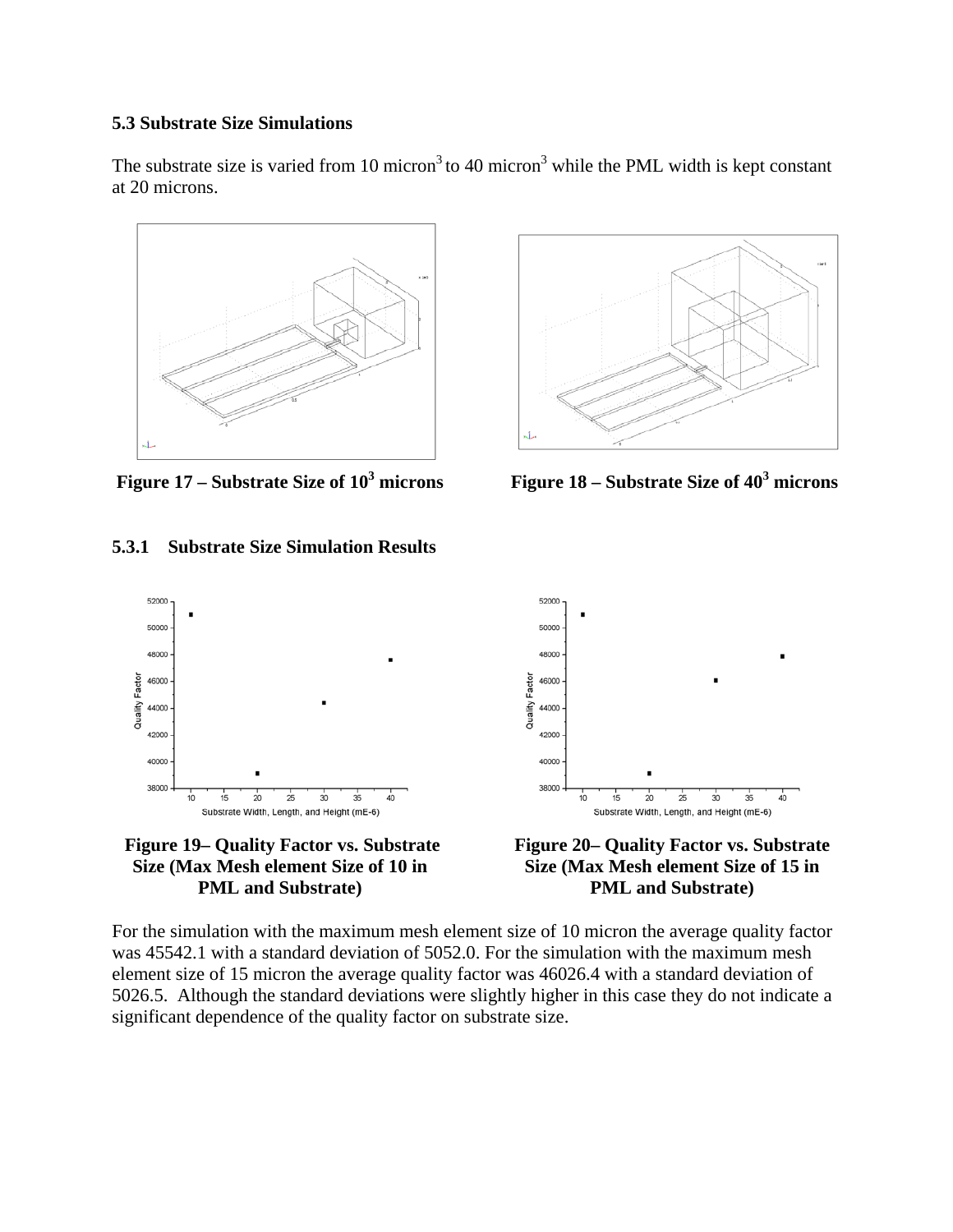### 5.3 Substrate Size Simulations

The substrate size is varied from 10 micron$^3$ to 40 micron$^3$ while the PML width is kept constant at 20 microns.

**Figure 17 – Substrate Size of $10^3$ microns**

**Figure 18 – Substrate Size of $40^3$ microns**

### 5.3.1 Substrate Size Simulation Results

52000
50000
48000
46000
44000
42000
40000
38000
Quality Factor
10 15 20 25 30 35 40
Substrate Width, Length, and Height (mE-6)

**Figure 19– Quality Factor vs. Substrate Size (Max Mesh element Size of 10 in PML and Substrate)**

52000
50000
48000
46000
44000
42000
40000
38000
Quality Factor
10 15 20 25 30 35 40
Substrate Width, Length, and Height (mE-6)

**Figure 20– Quality Factor vs. Substrate Size (Max Mesh element Size of 15 in PML and Substrate)**

For the simulation with the maximum mesh element size of 10 micron the average quality factor was 45542.1 with a standard deviation of 5052.0. For the simulation with the maximum mesh element size of 15 micron the average quality factor was 46026.4 with a standard deviation of 5026.5. Although the standard deviations were slightly higher in this case they do not indicate a significant dependence of the quality factor on substrate size.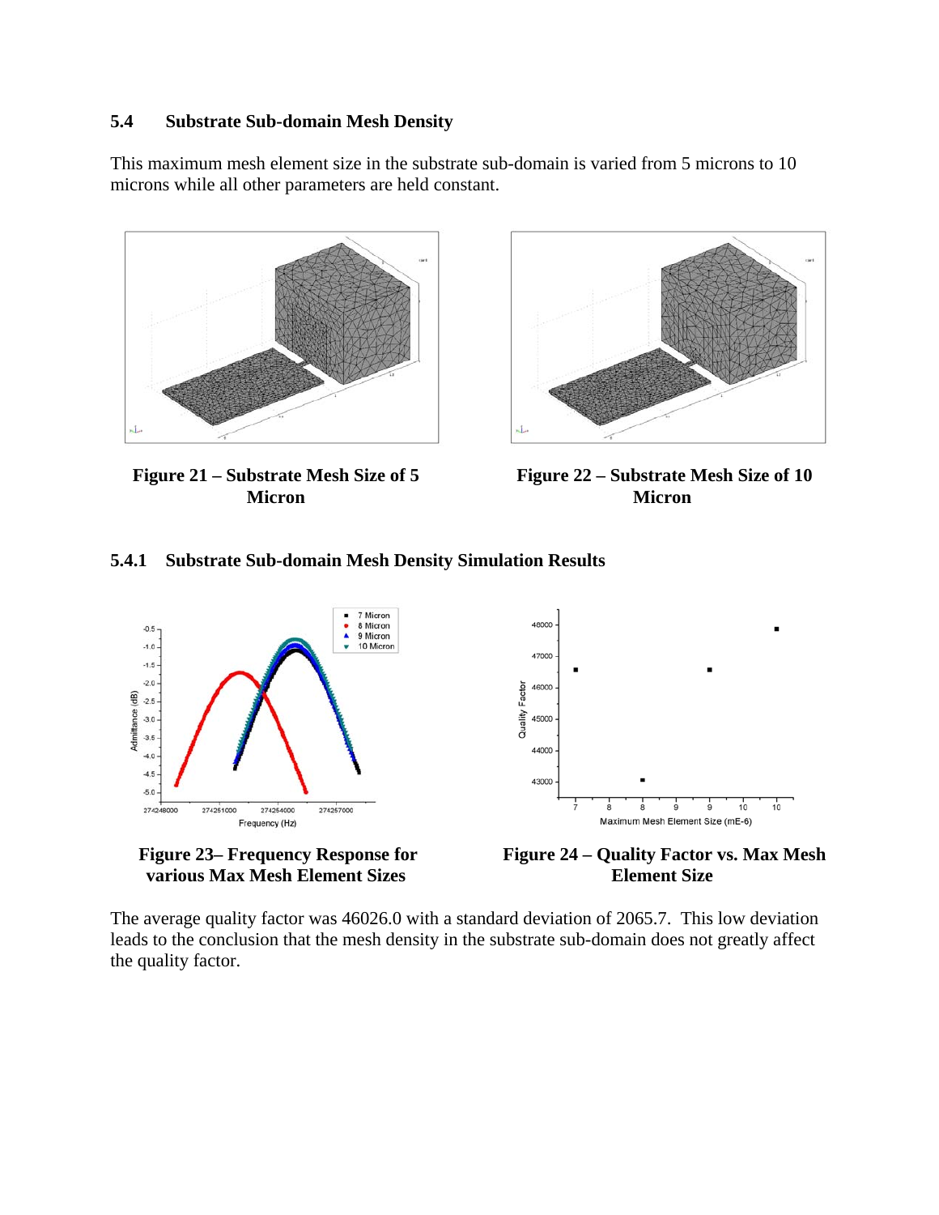### 5.4 Substrate Sub-domain Mesh Density

This maximum mesh element size in the substrate sub-domain is varied from 5 microns to 10 microns while all other parameters are held constant.

**Figure 21 – Substrate Mesh Size of 5 Micron**

**Figure 22 – Substrate Mesh Size of 10 Micron**

#### 5.4.1 Substrate Sub-domain Mesh Density Simulation Results

7 Micron
8 Micron
9 Micron
10 Micron
Admittance (dB)
-0.5
-1.0
-1.5
-2.0
-2.5
-3.0
-3.5
-4.0
-4.5
-5.0
274248000
274251000
274254000
274257000
Frequency (Hz)

**Figure 23– Frequency Response for various Max Mesh Element Sizes**

Quality Factor
48000
47000
46000
45000
44000
43000
7
8
8
9
9
10
10
Maximum Mesh Element Size (mE-6)

**Figure 24 – Quality Factor vs. Max Mesh Element Size**

The average quality factor was 46026.0 with a standard deviation of 2065.7. This low deviation leads to the conclusion that the mesh density in the substrate sub-domain does not greatly affect the quality factor.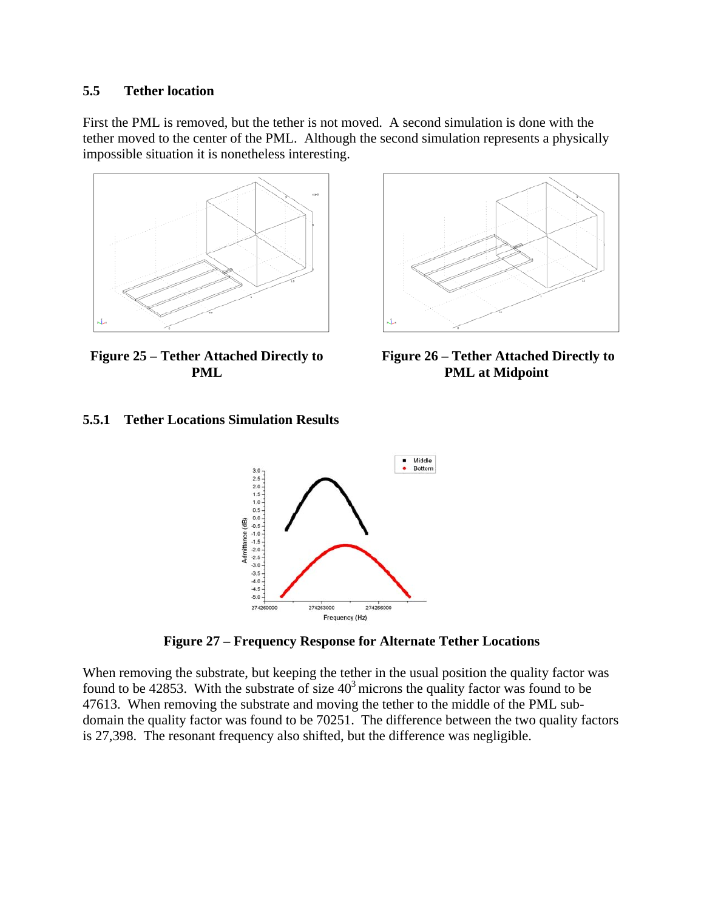### 5.5 Tether location

First the PML is removed, but the tether is not moved. A second simulation is done with the tether moved to the center of the PML. Although the second simulation represents a physically impossible situation it is nonetheless interesting.

**Figure 25 – Tether Attached Directly to PML**

**Figure 26 – Tether Attached Directly to PML at Midpoint**

#### 5.5.1 Tether Locations Simulation Results

Middle
Bottom
Admittance (dB)
3.0
2.5
2.0
1.5
1.0
0.5
0.0
-0.5
-1.0
-1.5
-2.0
-2.5
-3.0
-3.5
-4.0
-4.5
-5.0
274260000
274263000
274266000
Frequency (Hz)

**Figure 27 – Frequency Response for Alternate Tether Locations**

When removing the substrate, but keeping the tether in the usual position the quality factor was found to be 42853. With the substrate of size $40^3$ microns the quality factor was found to be 47613. When removing the substrate and moving the tether to the middle of the PML sub-domain the quality factor was found to be 70251. The difference between the two quality factors is 27,398. The resonant frequency also shifted, but the difference was negligible.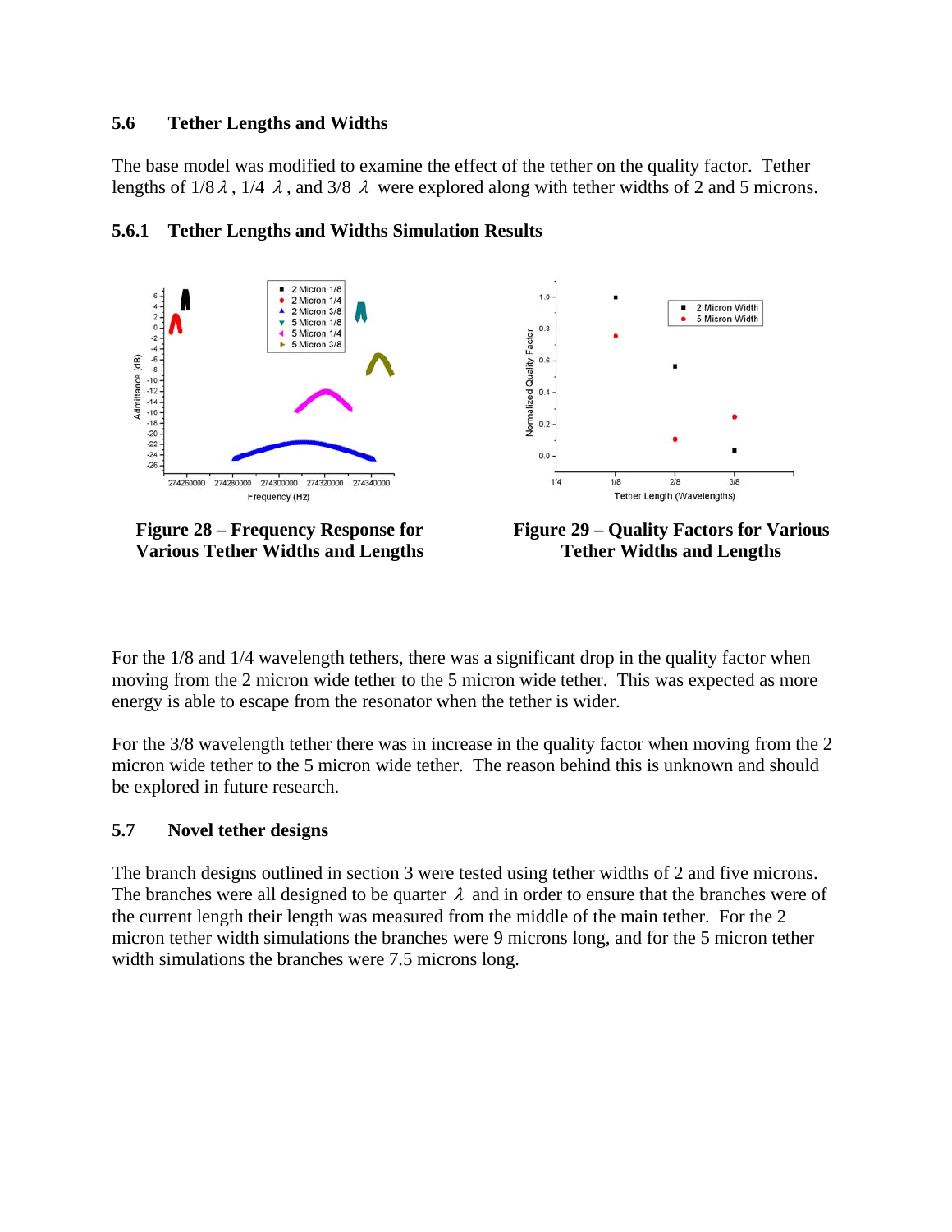### 5.6 Tether Lengths and Widths

The base model was modified to examine the effect of the tether on the quality factor. Tether lengths of 1/8 $\lambda$, 1/4 $\lambda$, and 3/8 $\lambda$ were explored along with tether widths of 2 and 5 microns.

#### 5.6.1 Tether Lengths and Widths Simulation Results

Admittance (dB)
6
4
2
0
-2
-4
-6
-8
-10
-12
-14
-16
-18
-20
-22
-24
-26
274260000
274280000
274300000
274320000
274340000
Frequency (Hz)
2 Micron 1/8
2 Micron 1/4
2 Micron 3/8
5 Micron 1/8
5 Micron 1/4
5 Micron 3/8

**Figure 28 – Frequency Response for Various Tether Widths and Lengths**

Normalized Quality Factor
1.0
0.8
0.6
0.4
0.2
0.0
1/4
1/8
2/8
3/8
Tether Length (Wavelengths)
2 Micron Width
5 Micron Width

**Figure 29 – Quality Factors for Various Tether Widths and Lengths**

For the 1/8 and 1/4 wavelength tethers, there was a significant drop in the quality factor when moving from the 2 micron wide tether to the 5 micron wide tether. This was expected as more energy is able to escape from the resonator when the tether is wider.

For the 3/8 wavelength tether there was in increase in the quality factor when moving from the 2 micron wide tether to the 5 micron wide tether. The reason behind this is unknown and should be explored in future research.

### 5.7 Novel tether designs

The branch designs outlined in section 3 were tested using tether widths of 2 and five microns. The branches were all designed to be quarter $\lambda$ and in order to ensure that the branches were of the current length their length was measured from the middle of the main tether. For the 2 micron tether width simulations the branches were 9 microns long, and for the 5 micron tether width simulations the branches were 7.5 microns long.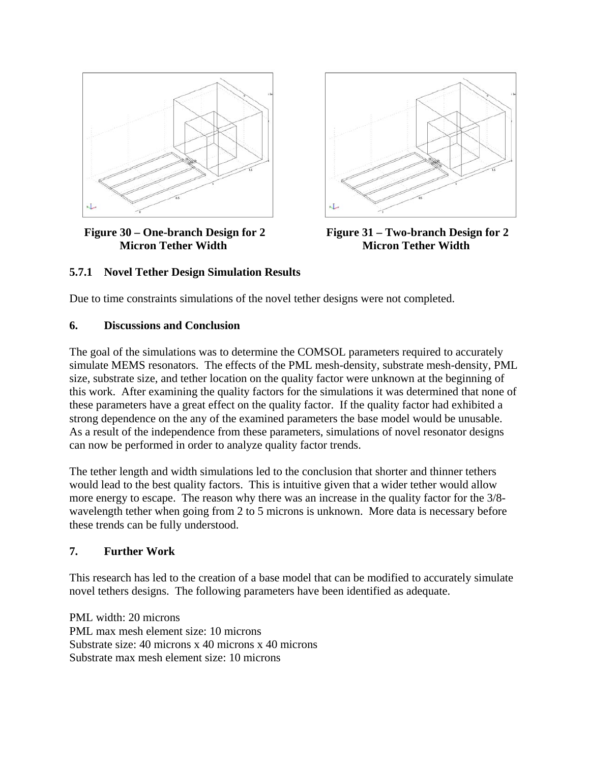Figure 30 – One-branch Design for 2 Micron Tether Width

Figure 31 – Two-branch Design for 2 Micron Tether Width

### 5.7.1 Novel Tether Design Simulation Results

Due to time constraints simulations of the novel tether designs were not completed.

## 6. Discussions and Conclusion

The goal of the simulations was to determine the COMSOL parameters required to accurately simulate MEMS resonators. The effects of the PML mesh-density, substrate mesh-density, PML size, substrate size, and tether location on the quality factor were unknown at the beginning of this work. After examining the quality factors for the simulations it was determined that none of these parameters have a great effect on the quality factor. If the quality factor had exhibited a strong dependence on the any of the examined parameters the base model would be unusable. As a result of the independence from these parameters, simulations of novel resonator designs can now be performed in order to analyze quality factor trends.

The tether length and width simulations led to the conclusion that shorter and thinner tethers would lead to the best quality factors. This is intuitive given that a wider tether would allow more energy to escape. The reason why there was an increase in the quality factor for the 3/8-wavelength tether when going from 2 to 5 microns is unknown. More data is necessary before these trends can be fully understood.

## 7. Further Work

This research has led to the creation of a base model that can be modified to accurately simulate novel tethers designs. The following parameters have been identified as adequate.

PML width: 20 microns
PML max mesh element size: 10 microns
Substrate size: 40 microns x 40 microns x 40 microns
Substrate max mesh element size: 10 microns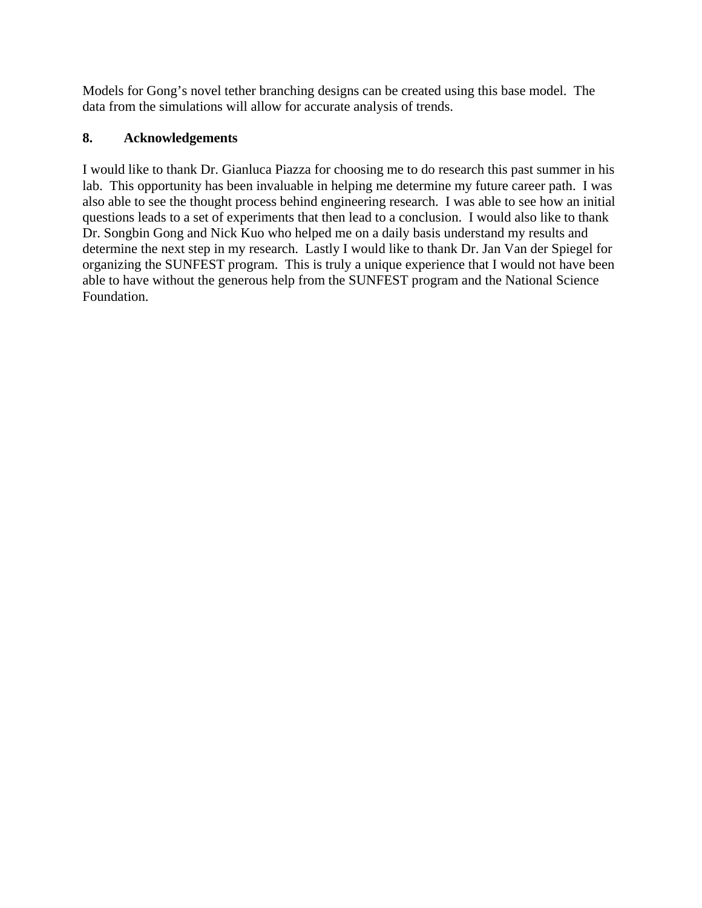Models for Gong's novel tether branching designs can be created using this base model. The data from the simulations will allow for accurate analysis of trends.

## 8. Acknowledgements

I would like to thank Dr. Gianluca Piazza for choosing me to do research this past summer in his lab. This opportunity has been invaluable in helping me determine my future career path. I was also able to see the thought process behind engineering research. I was able to see how an initial questions leads to a set of experiments that then lead to a conclusion. I would also like to thank Dr. Songbin Gong and Nick Kuo who helped me on a daily basis understand my results and determine the next step in my research. Lastly I would like to thank Dr. Jan Van der Spiegel for organizing the SUNFEST program. This is truly a unique experience that I would not have been able to have without the generous help from the SUNFEST program and the National Science Foundation.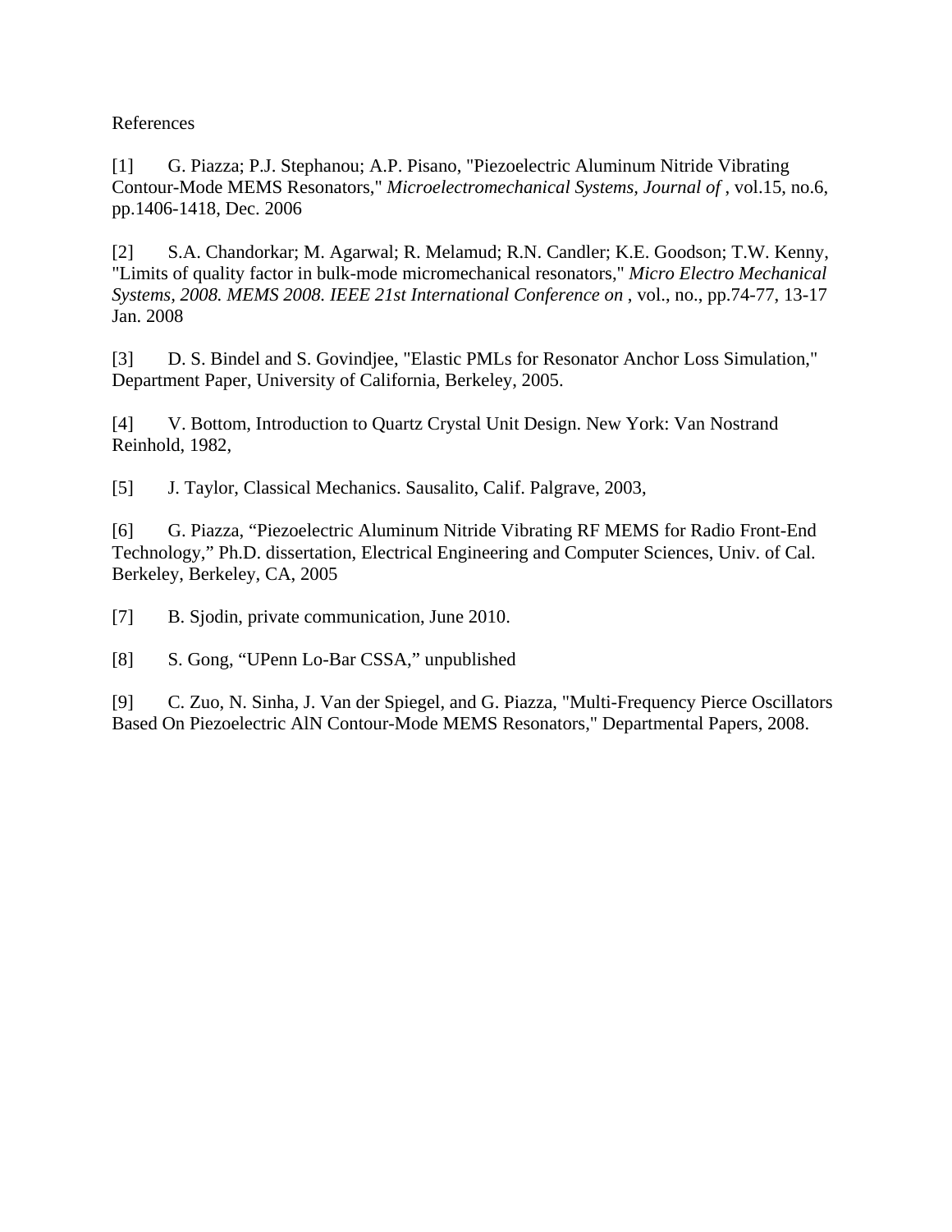References

[1] G. Piazza; P.J. Stephanou; A.P. Pisano, "Piezoelectric Aluminum Nitride Vibrating Contour-Mode MEMS Resonators," *Microelectromechanical Systems, Journal of* , vol.15, no.6, pp.1406-1418, Dec. 2006

[2] S.A. Chandorkar; M. Agarwal; R. Melamud; R.N. Candler; K.E. Goodson; T.W. Kenny, "Limits of quality factor in bulk-mode micromechanical resonators," *Micro Electro Mechanical Systems, 2008. MEMS 2008. IEEE 21st International Conference on* , vol., no., pp.74-77, 13-17 Jan. 2008

[3] D. S. Bindel and S. Govindjee, "Elastic PMLs for Resonator Anchor Loss Simulation," Department Paper, University of California, Berkeley, 2005.

[4] V. Bottom, Introduction to Quartz Crystal Unit Design. New York: Van Nostrand Reinhold, 1982,

[5] J. Taylor, Classical Mechanics. Sausalito, Calif. Palgrave, 2003,

[6] G. Piazza, “Piezoelectric Aluminum Nitride Vibrating RF MEMS for Radio Front-End Technology,” Ph.D. dissertation, Electrical Engineering and Computer Sciences, Univ. of Cal. Berkeley, Berkeley, CA, 2005

[7] B. Sjodin, private communication, June 2010.

[8] S. Gong, “UPenn Lo-Bar CSSA,” unpublished

[9] C. Zuo, N. Sinha, J. Van der Spiegel, and G. Piazza, "Multi-Frequency Pierce Oscillators Based On Piezoelectric AlN Contour-Mode MEMS Resonators," Departmental Papers, 2008.